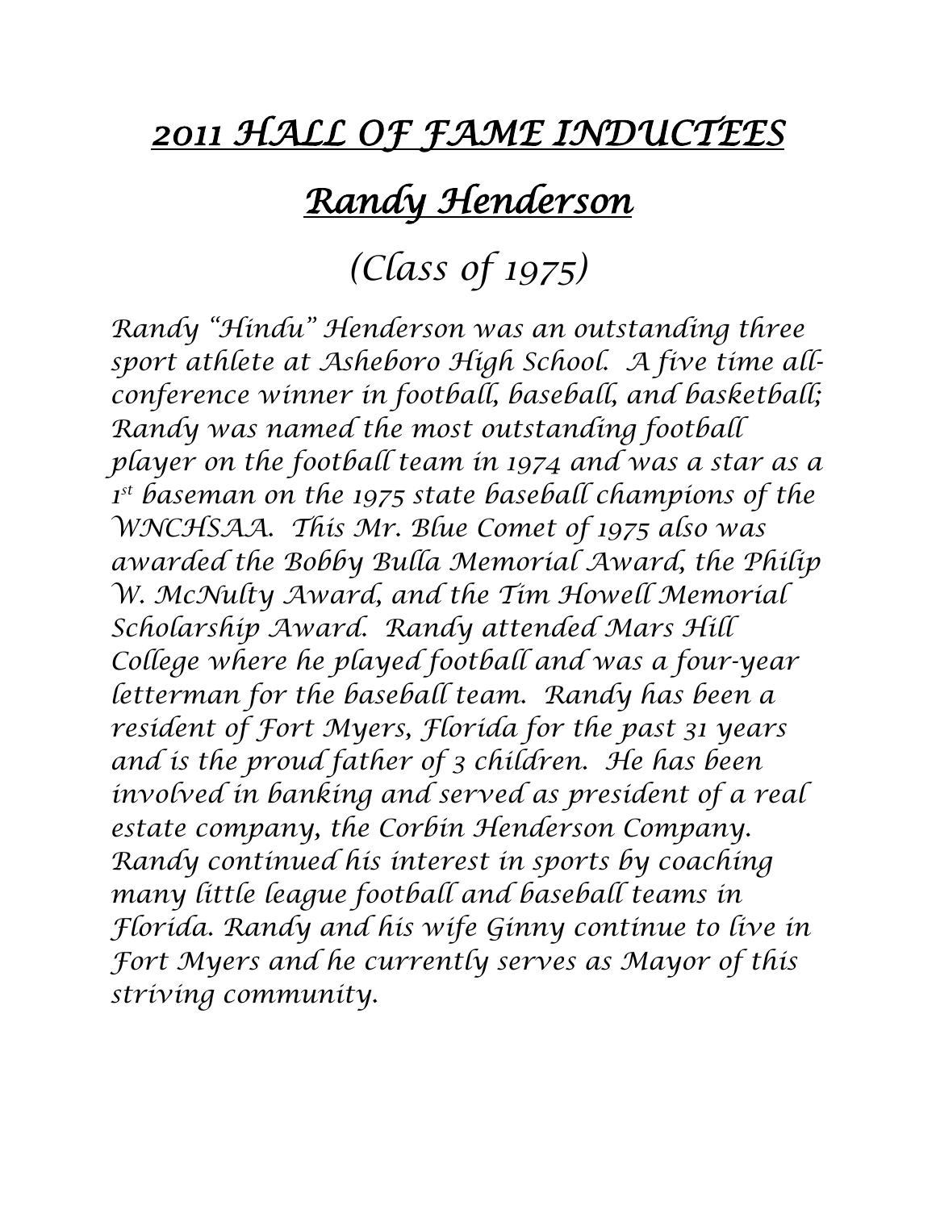# *2011 HALL OF FAME INDUCTEES*

## *Randy Henderson*

### *(Class of 1975)*

*Randy "Hindu" Henderson was an outstanding three sport athlete at Asheboro High School. A five time all-conference winner in football, baseball, and basketball; Randy was named the most outstanding football player on the football team in 1974 and was a star as a 1st baseman on the 1975 state baseball champions of the WNCHSAA. This Mr. Blue Comet of 1975 also was awarded the Bobby Bulla Memorial Award, the Philip W. McNulty Award, and the Tim Howell Memorial Scholarship Award. Randy attended Mars Hill College where he played football and was a four-year letterman for the baseball team. Randy has been a resident of Fort Myers, Florida for the past 31 years and is the proud father of 3 children. He has been involved in banking and served as president of a real estate company, the Corbin Henderson Company. Randy continued his interest in sports by coaching many little league football and baseball teams in Florida. Randy and his wife Ginny continue to live in Fort Myers and he currently serves as Mayor of this striving community.*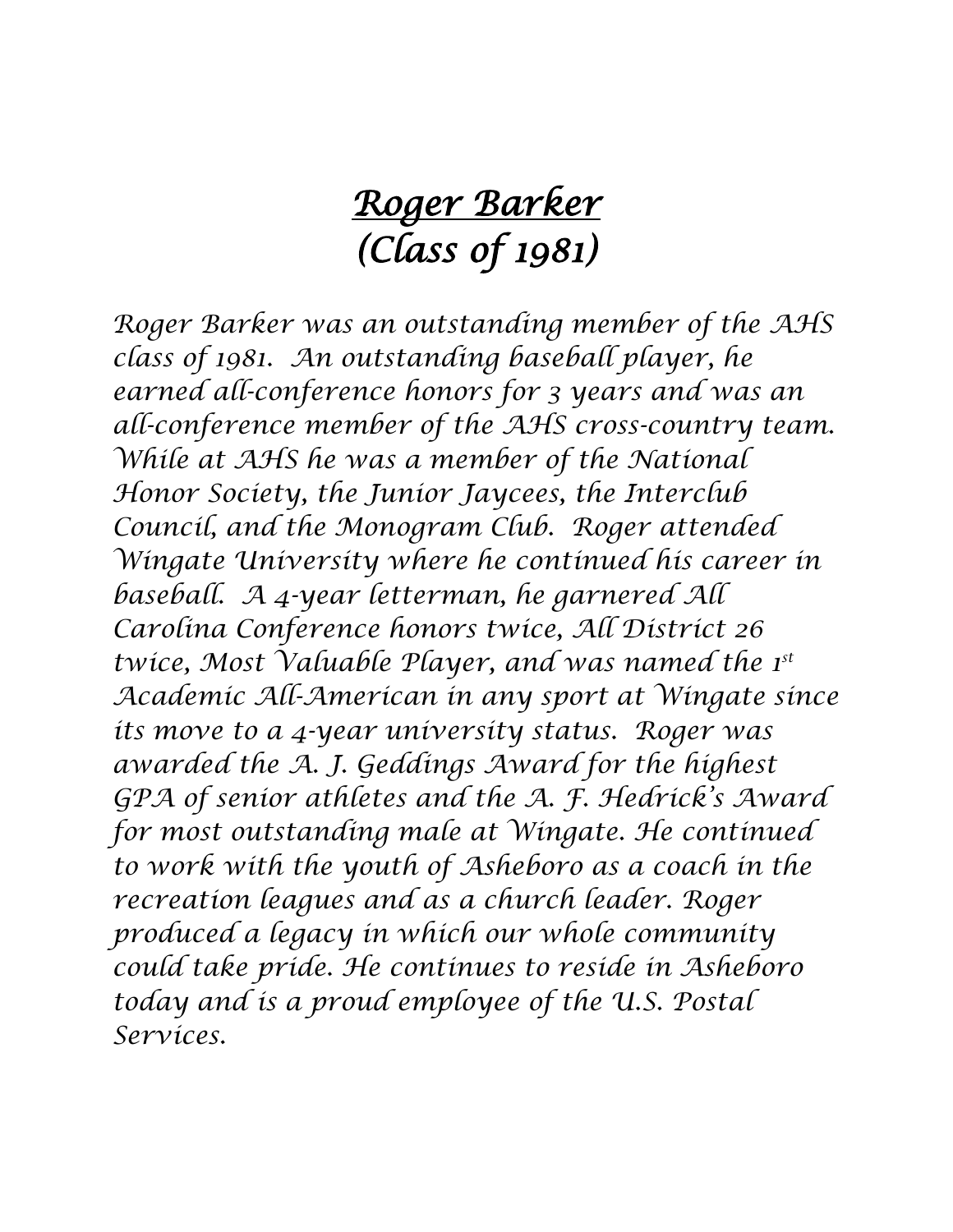# *Roger Barker*
# *(Class of 1981)*

*Roger Barker was an outstanding member of the AHS class of 1981. An outstanding baseball player, he earned all-conference honors for 3 years and was an all-conference member of the AHS cross-country team. While at AHS he was a member of the National Honor Society, the Junior Jaycees, the Interclub Council, and the Monogram Club. Roger attended Wingate University where he continued his career in baseball. A 4-year letterman, he garnered All Carolina Conference honors twice, All District 26 twice, Most Valuable Player, and was named the 1st Academic All-American in any sport at Wingate since its move to a 4-year university status. Roger was awarded the A. J. Geddings Award for the highest GPA of senior athletes and the A. F. Hedrick's Award for most outstanding male at Wingate. He continued to work with the youth of Asheboro as a coach in the recreation leagues and as a church leader. Roger produced a legacy in which our whole community could take pride. He continues to reside in Asheboro today and is a proud employee of the U.S. Postal Services.*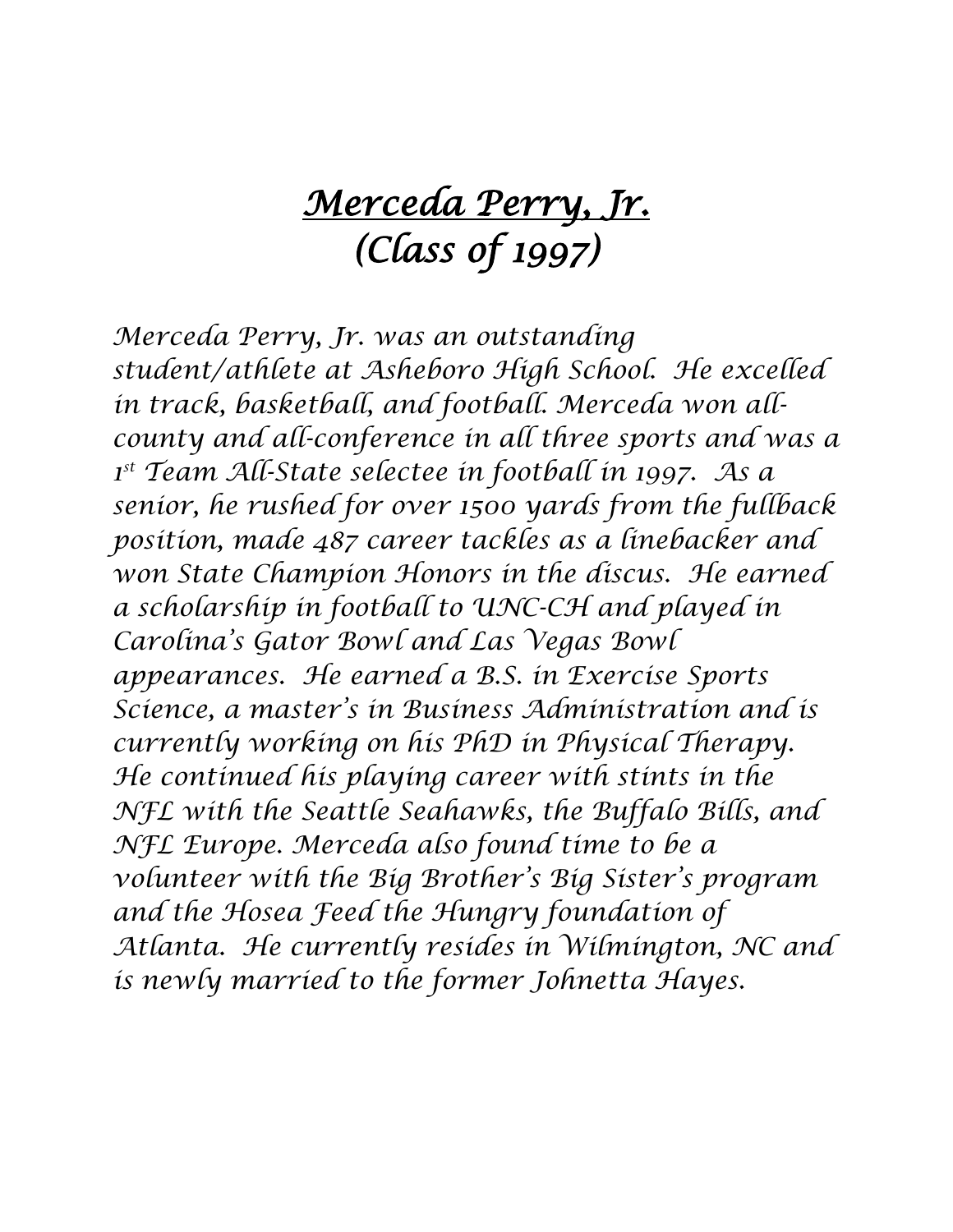# *Merceda Perry, Jr.*
# *(Class of 1997)*

*Merceda Perry, Jr. was an outstanding student/athlete at Asheboro High School. He excelled in track, basketball, and football. Merceda won all-county and all-conference in all three sports and was a 1st Team All-State selectee in football in 1997. As a senior, he rushed for over 1500 yards from the fullback position, made 487 career tackles as a linebacker and won State Champion Honors in the discus. He earned a scholarship in football to UNC-CH and played in Carolina's Gator Bowl and Las Vegas Bowl appearances. He earned a B.S. in Exercise Sports Science, a master's in Business Administration and is currently working on his PhD in Physical Therapy. He continued his playing career with stints in the NFL with the Seattle Seahawks, the Buffalo Bills, and NFL Europe. Merceda also found time to be a volunteer with the Big Brother's Big Sister's program and the Hosea Feed the Hungry foundation of Atlanta. He currently resides in Wilmington, NC and is newly married to the former Johnetta Hayes.*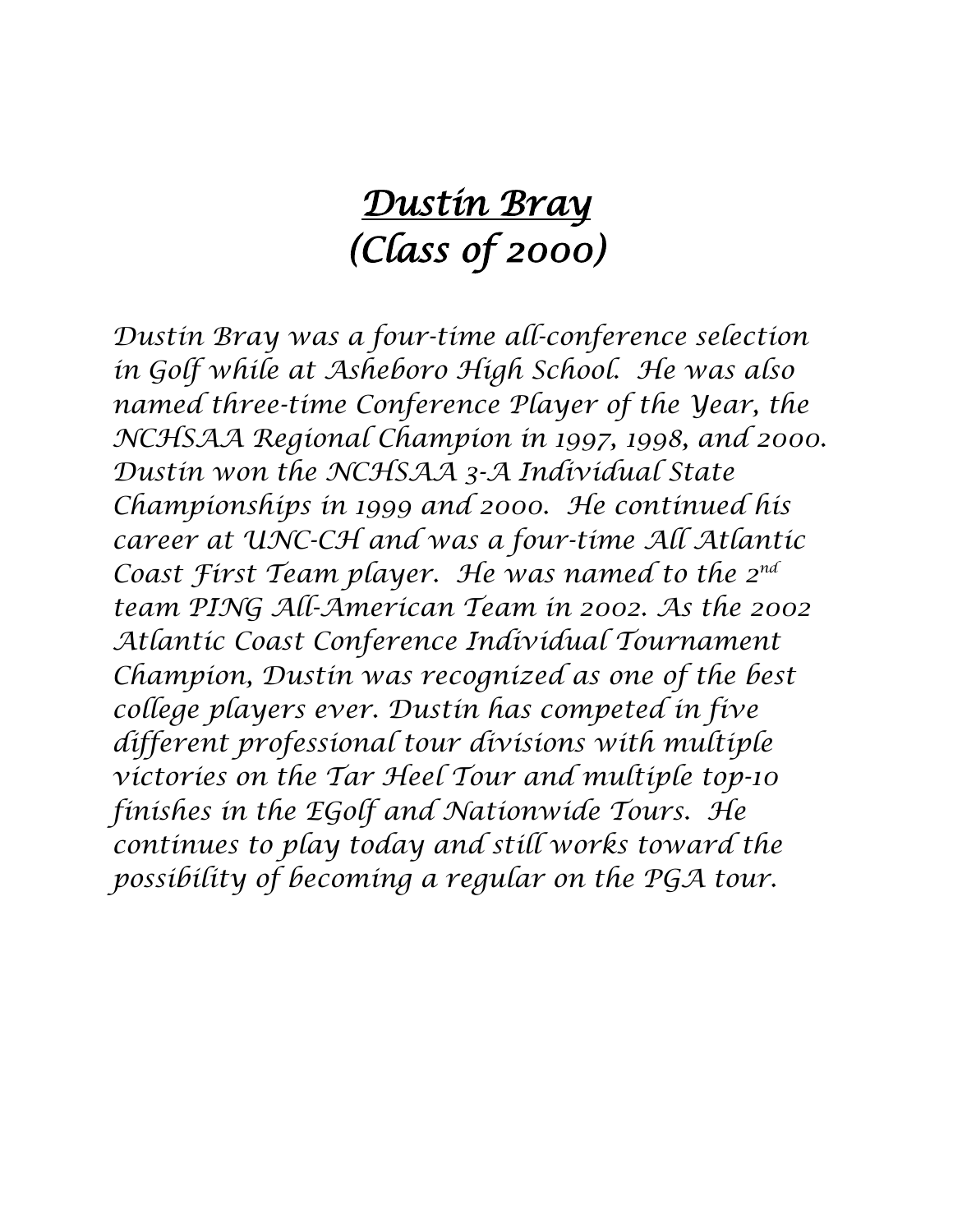# *Dustin Bray*
# *(Class of 2000)*

*Dustin Bray was a four-time all-conference selection in Golf while at Asheboro High School. He was also named three-time Conference Player of the Year, the NCHSAA Regional Champion in 1997, 1998, and 2000. Dustin won the NCHSAA 3-A Individual State Championships in 1999 and 2000. He continued his career at UNC-CH and was a four-time All Atlantic Coast First Team player. He was named to the 2nd team PING All-American Team in 2002. As the 2002 Atlantic Coast Conference Individual Tournament Champion, Dustin was recognized as one of the best college players ever. Dustin has competed in five different professional tour divisions with multiple victories on the Tar Heel Tour and multiple top-10 finishes in the EGolf and Nationwide Tours. He continues to play today and still works toward the possibility of becoming a regular on the PGA tour.*